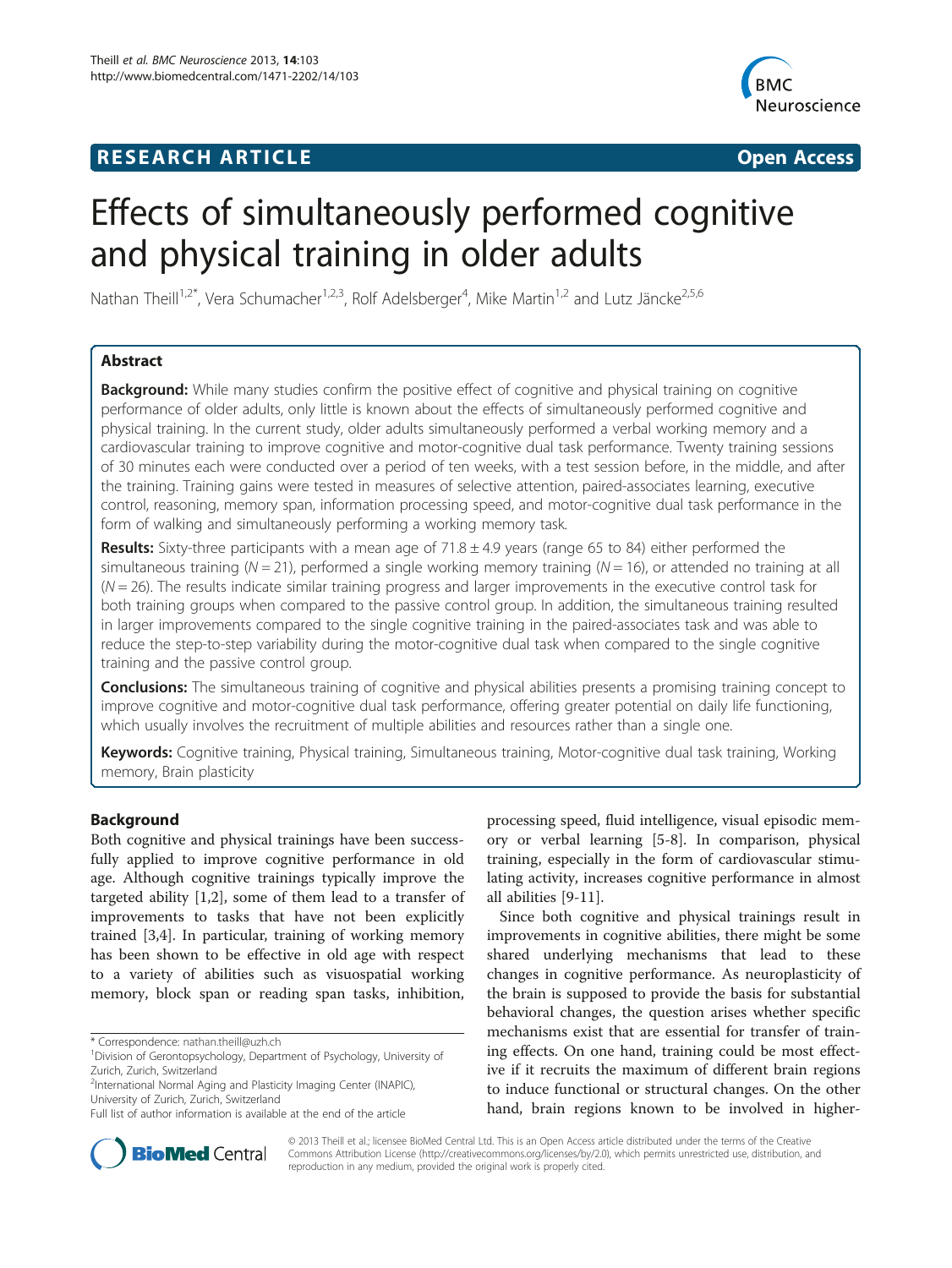**RESEARCH ARTICLE** **Open Access**

# Effects of simultaneously performed cognitive and physical training in older adults

Nathan Theill[1,2*], Vera Schumacher[1,2,3], Rolf Adelsberger[4], Mike Martin[1,2] and Lutz Jäncke[2,5,6]

## Abstract

**Background:** While many studies confirm the positive effect of cognitive and physical training on cognitive performance of older adults, only little is known about the effects of simultaneously performed cognitive and physical training. In the current study, older adults simultaneously performed a verbal working memory and a cardiovascular training to improve cognitive and motor-cognitive dual task performance. Twenty training sessions of 30 minutes each were conducted over a period of ten weeks, with a test session before, in the middle, and after the training. Training gains were tested in measures of selective attention, paired-associates learning, executive control, reasoning, memory span, information processing speed, and motor-cognitive dual task performance in the form of walking and simultaneously performing a working memory task.

**Results:** Sixty-three participants with a mean age of 71.8 ± 4.9 years (range 65 to 84) either performed the simultaneous training ($N = 21$), performed a single working memory training ($N = 16$), or attended no training at all ($N = 26$). The results indicate similar training progress and larger improvements in the executive control task for both training groups when compared to the passive control group. In addition, the simultaneous training resulted in larger improvements compared to the single cognitive training in the paired-associates task and was able to reduce the step-to-step variability during the motor-cognitive dual task when compared to the single cognitive training and the passive control group.

**Conclusions:** The simultaneous training of cognitive and physical abilities presents a promising training concept to improve cognitive and motor-cognitive dual task performance, offering greater potential on daily life functioning, which usually involves the recruitment of multiple abilities and resources rather than a single one.

**Keywords:** Cognitive training, Physical training, Simultaneous training, Motor-cognitive dual task training, Working memory, Brain plasticity

## Background

Both cognitive and physical trainings have been successfully applied to improve cognitive performance in old age. Although cognitive trainings typically improve the targeted ability [1,2], some of them lead to a transfer of improvements to tasks that have not been explicitly trained [3,4]. In particular, training of working memory has been shown to be effective in old age with respect to a variety of abilities such as visuospatial working memory, block span or reading span tasks, inhibition, processing speed, fluid intelligence, visual episodic memory or verbal learning [5-8]. In comparison, physical training, especially in the form of cardiovascular stimulating activity, increases cognitive performance in almost all abilities [9-11].

Since both cognitive and physical trainings result in improvements in cognitive abilities, there might be some shared underlying mechanisms that lead to these changes in cognitive performance. As neuroplasticity of the brain is supposed to provide the basis for substantial behavioral changes, the question arises whether specific mechanisms exist that are essential for transfer of training effects. On one hand, training could be most effective if it recruits the maximum of different brain regions to induce functional or structural changes. On the other hand, brain regions known to be involved in higher-

\* Correspondence: nathan.theill@uzh.ch
[1]Division of Gerontopsychology, Department of Psychology, University of Zurich, Zurich, Switzerland
[2]International Normal Aging and Plasticity Imaging Center (INAPIC), University of Zurich, Zurich, Switzerland
Full list of author information is available at the end of the article

© 2013 Theill et al.; licensee BioMed Central Ltd. This is an Open Access article distributed under the terms of the Creative Commons Attribution License (http://creativecommons.org/licenses/by/2.0), which permits unrestricted use, distribution, and reproduction in any medium, provided the original work is properly cited.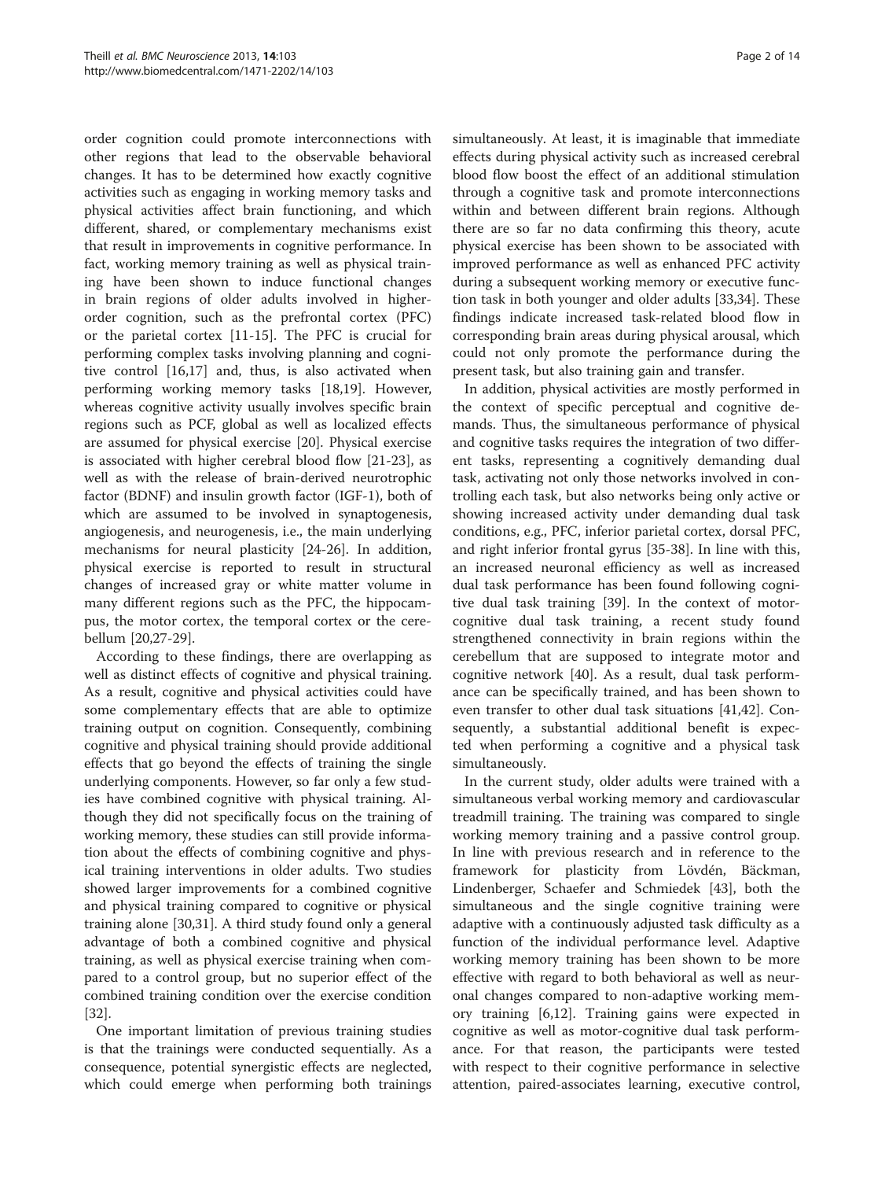order cognition could promote interconnections with other regions that lead to the observable behavioral changes. It has to be determined how exactly cognitive activities such as engaging in working memory tasks and physical activities affect brain functioning, and which different, shared, or complementary mechanisms exist that result in improvements in cognitive performance. In fact, working memory training as well as physical training have been shown to induce functional changes in brain regions of older adults involved in higher-order cognition, such as the prefrontal cortex (PFC) or the parietal cortex [11-15]. The PFC is crucial for performing complex tasks involving planning and cognitive control [16,17] and, thus, is also activated when performing working memory tasks [18,19]. However, whereas cognitive activity usually involves specific brain regions such as PCF, global as well as localized effects are assumed for physical exercise [20]. Physical exercise is associated with higher cerebral blood flow [21-23], as well as with the release of brain-derived neurotrophic factor (BDNF) and insulin growth factor (IGF-1), both of which are assumed to be involved in synaptogenesis, angiogenesis, and neurogenesis, i.e., the main underlying mechanisms for neural plasticity [24-26]. In addition, physical exercise is reported to result in structural changes of increased gray or white matter volume in many different regions such as the PFC, the hippocampus, the motor cortex, the temporal cortex or the cerebellum [20,27-29].

According to these findings, there are overlapping as well as distinct effects of cognitive and physical training. As a result, cognitive and physical activities could have some complementary effects that are able to optimize training output on cognition. Consequently, combining cognitive and physical training should provide additional effects that go beyond the effects of training the single underlying components. However, so far only a few studies have combined cognitive with physical training. Although they did not specifically focus on the training of working memory, these studies can still provide information about the effects of combining cognitive and physical training interventions in older adults. Two studies showed larger improvements for a combined cognitive and physical training compared to cognitive or physical training alone [30,31]. A third study found only a general advantage of both a combined cognitive and physical training, as well as physical exercise training when compared to a control group, but no superior effect of the combined training condition over the exercise condition [32].

One important limitation of previous training studies is that the trainings were conducted sequentially. As a consequence, potential synergistic effects are neglected, which could emerge when performing both trainings simultaneously. At least, it is imaginable that immediate effects during physical activity such as increased cerebral blood flow boost the effect of an additional stimulation through a cognitive task and promote interconnections within and between different brain regions. Although there are so far no data confirming this theory, acute physical exercise has been shown to be associated with improved performance as well as enhanced PFC activity during a subsequent working memory or executive function task in both younger and older adults [33,34]. These findings indicate increased task-related blood flow in corresponding brain areas during physical arousal, which could not only promote the performance during the present task, but also training gain and transfer.

In addition, physical activities are mostly performed in the context of specific perceptual and cognitive demands. Thus, the simultaneous performance of physical and cognitive tasks requires the integration of two different tasks, representing a cognitively demanding dual task, activating not only those networks involved in controlling each task, but also networks being only active or showing increased activity under demanding dual task conditions, e.g., PFC, inferior parietal cortex, dorsal PFC, and right inferior frontal gyrus [35-38]. In line with this, an increased neuronal efficiency as well as increased dual task performance has been found following cognitive dual task training [39]. In the context of motor-cognitive dual task training, a recent study found strengthened connectivity in brain regions within the cerebellum that are supposed to integrate motor and cognitive network [40]. As a result, dual task performance can be specifically trained, and has been shown to even transfer to other dual task situations [41,42]. Consequently, a substantial additional benefit is expected when performing a cognitive and a physical task simultaneously.

In the current study, older adults were trained with a simultaneous verbal working memory and cardiovascular treadmill training. The training was compared to single working memory training and a passive control group. In line with previous research and in reference to the framework for plasticity from Lövdén, Bäckman, Lindenberger, Schaefer and Schmiedek [43], both the simultaneous and the single cognitive training were adaptive with a continuously adjusted task difficulty as a function of the individual performance level. Adaptive working memory training has been shown to be more effective with regard to both behavioral as well as neuronal changes compared to non-adaptive working memory training [6,12]. Training gains were expected in cognitive as well as motor-cognitive dual task performance. For that reason, the participants were tested with respect to their cognitive performance in selective attention, paired-associates learning, executive control,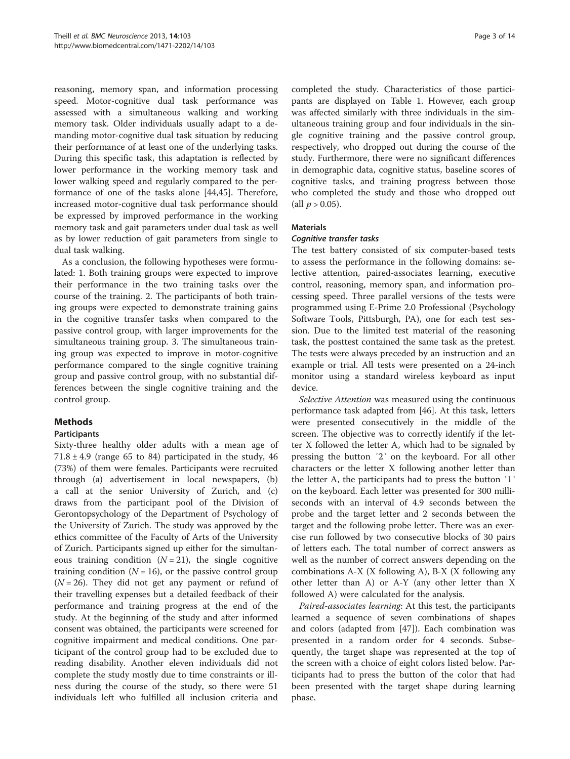reasoning, memory span, and information processing speed. Motor-cognitive dual task performance was assessed with a simultaneous walking and working memory task. Older individuals usually adapt to a demanding motor-cognitive dual task situation by reducing their performance of at least one of the underlying tasks. During this specific task, this adaptation is reflected by lower performance in the working memory task and lower walking speed and regularly compared to the performance of one of the tasks alone [44,45]. Therefore, increased motor-cognitive dual task performance should be expressed by improved performance in the working memory task and gait parameters under dual task as well as by lower reduction of gait parameters from single to dual task walking.

As a conclusion, the following hypotheses were formulated: 1. Both training groups were expected to improve their performance in the two training tasks over the course of the training. 2. The participants of both training groups were expected to demonstrate training gains in the cognitive transfer tasks when compared to the passive control group, with larger improvements for the simultaneous training group. 3. The simultaneous training group was expected to improve in motor-cognitive performance compared to the single cognitive training group and passive control group, with no substantial differences between the single cognitive training and the control group.

## Methods

### Participants

Sixty-three healthy older adults with a mean age of 71.8 ± 4.9 (range 65 to 84) participated in the study, 46 (73%) of them were females. Participants were recruited through (a) advertisement in local newspapers, (b) a call at the senior University of Zurich, and (c) draws from the participant pool of the Division of Gerontopsychology of the Department of Psychology of the University of Zurich. The study was approved by the ethics committee of the Faculty of Arts of the University of Zurich. Participants signed up either for the simultaneous training condition ($N = 21$), the single cognitive training condition ($N = 16$), or the passive control group ($N = 26$). They did not get any payment or refund of their travelling expenses but a detailed feedback of their performance and training progress at the end of the study. At the beginning of the study and after informed consent was obtained, the participants were screened for cognitive impairment and medical conditions. One participant of the control group had to be excluded due to reading disability. Another eleven individuals did not complete the study mostly due to time constraints or illness during the course of the study, so there were 51 individuals left who fulfilled all inclusion criteria and completed the study. Characteristics of those participants are displayed on Table 1. However, each group was affected similarly with three individuals in the simultaneous training group and four individuals in the single cognitive training and the passive control group, respectively, who dropped out during the course of the study. Furthermore, there were no significant differences in demographic data, cognitive status, baseline scores of cognitive tasks, and training progress between those who completed the study and those who dropped out (all $p > 0.05$).

### Materials

#### *Cognitive transfer tasks*

The test battery consisted of six computer-based tests to assess the performance in the following domains: selective attention, paired-associates learning, executive control, reasoning, memory span, and information processing speed. Three parallel versions of the tests were programmed using E-Prime 2.0 Professional (Psychology Software Tools, Pittsburgh, PA), one for each test session. Due to the limited test material of the reasoning task, the posttest contained the same task as the pretest. The tests were always preceded by an instruction and an example or trial. All tests were presented on a 24-inch monitor using a standard wireless keyboard as input device.

*Selective Attention* was measured using the continuous performance task adapted from [46]. At this task, letters were presented consecutively in the middle of the screen. The objective was to correctly identify if the letter X followed the letter A, which had to be signaled by pressing the button ´2` on the keyboard. For all other characters or the letter X following another letter than the letter A, the participants had to press the button ´1` on the keyboard. Each letter was presented for 300 milliseconds with an interval of 4.9 seconds between the probe and the target letter and 2 seconds between the target and the following probe letter. There was an exercise run followed by two consecutive blocks of 30 pairs of letters each. The total number of correct answers as well as the number of correct answers depending on the combinations A-X (X following A), B-X (X following any other letter than A) or A-Y (any other letter than X followed A) were calculated for the analysis.

*Paired-associates learning*: At this test, the participants learned a sequence of seven combinations of shapes and colors (adapted from [47]). Each combination was presented in a random order for 4 seconds. Subsequently, the target shape was represented at the top of the screen with a choice of eight colors listed below. Participants had to press the button of the color that had been presented with the target shape during learning phase.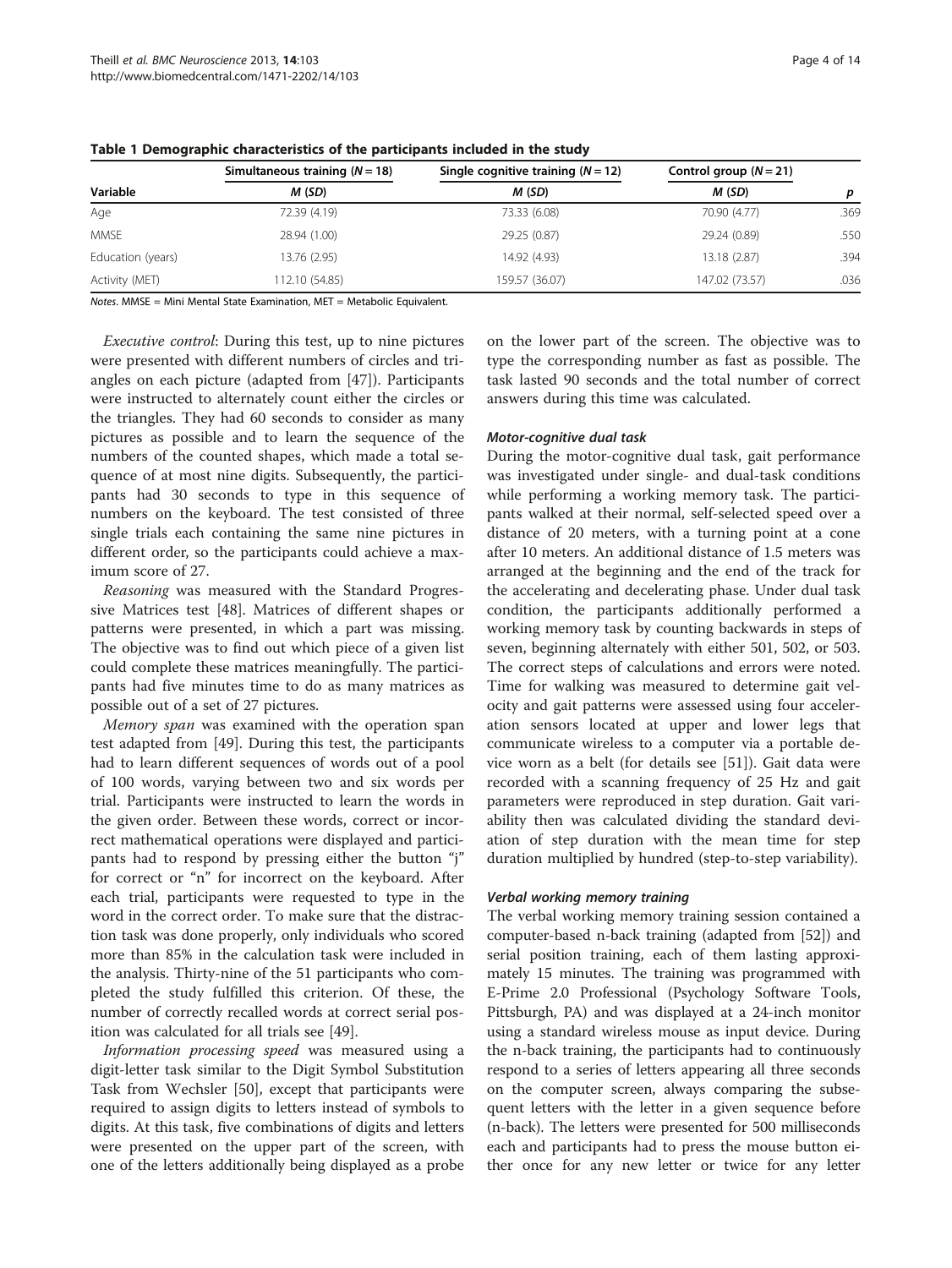**Table 1 Demographic characteristics of the participants included in the study**

| Variable | Simultaneous training ($N = 18$) | Single cognitive training ($N = 12$) | Control group ($N = 21$) | |
|---|---|---|---|---|
| | *M* (*SD*) | *M* (*SD*) | *M* (*SD*) | *p* |
| Age | 72.39 (4.19) | 73.33 (6.08) | 70.90 (4.77) | .369 |
| MMSE | 28.94 (1.00) | 29.25 (0.87) | 29.24 (0.89) | .550 |
| Education (years) | 13.76 (2.95) | 14.92 (4.93) | 13.18 (2.87) | .394 |
| Activity (MET) | 112.10 (54.85) | 159.57 (36.07) | 147.02 (73.57) | .036 |

*Notes*. MMSE = Mini Mental State Examination, MET = Metabolic Equivalent.

*Executive control*: During this test, up to nine pictures were presented with different numbers of circles and triangles on each picture (adapted from [47]). Participants were instructed to alternately count either the circles or the triangles. They had 60 seconds to consider as many pictures as possible and to learn the sequence of the numbers of the counted shapes, which made a total sequence of at most nine digits. Subsequently, the participants had 30 seconds to type in this sequence of numbers on the keyboard. The test consisted of three single trials each containing the same nine pictures in different order, so the participants could achieve a maximum score of 27.

*Reasoning* was measured with the Standard Progressive Matrices test [48]. Matrices of different shapes or patterns were presented, in which a part was missing. The objective was to find out which piece of a given list could complete these matrices meaningfully. The participants had five minutes time to do as many matrices as possible out of a set of 27 pictures.

*Memory span* was examined with the operation span test adapted from [49]. During this test, the participants had to learn different sequences of words out of a pool of 100 words, varying between two and six words per trial. Participants were instructed to learn the words in the given order. Between these words, correct or incorrect mathematical operations were displayed and participants had to respond by pressing either the button "j" for correct or "n" for incorrect on the keyboard. After each trial, participants were requested to type in the word in the correct order. To make sure that the distraction task was done properly, only individuals who scored more than 85% in the calculation task were included in the analysis. Thirty-nine of the 51 participants who completed the study fulfilled this criterion. Of these, the number of correctly recalled words at correct serial position was calculated for all trials see [49].

*Information processing speed* was measured using a digit-letter task similar to the Digit Symbol Substitution Task from Wechsler [50], except that participants were required to assign digits to letters instead of symbols to digits. At this task, five combinations of digits and letters were presented on the upper part of the screen, with one of the letters additionally being displayed as a probe on the lower part of the screen. The objective was to type the corresponding number as fast as possible. The task lasted 90 seconds and the total number of correct answers during this time was calculated.

#### Motor-cognitive dual task

During the motor-cognitive dual task, gait performance was investigated under single- and dual-task conditions while performing a working memory task. The participants walked at their normal, self-selected speed over a distance of 20 meters, with a turning point at a cone after 10 meters. An additional distance of 1.5 meters was arranged at the beginning and the end of the track for the accelerating and decelerating phase. Under dual task condition, the participants additionally performed a working memory task by counting backwards in steps of seven, beginning alternately with either 501, 502, or 503. The correct steps of calculations and errors were noted. Time for walking was measured to determine gait velocity and gait patterns were assessed using four acceleration sensors located at upper and lower legs that communicate wireless to a computer via a portable device worn as a belt (for details see [51]). Gait data were recorded with a scanning frequency of 25 Hz and gait parameters were reproduced in step duration. Gait variability then was calculated dividing the standard deviation of step duration with the mean time for step duration multiplied by hundred (step-to-step variability).

#### Verbal working memory training

The verbal working memory training session contained a computer-based n-back training (adapted from [52]) and serial position training, each of them lasting approximately 15 minutes. The training was programmed with E-Prime 2.0 Professional (Psychology Software Tools, Pittsburgh, PA) and was displayed at a 24-inch monitor using a standard wireless mouse as input device. During the n-back training, the participants had to continuously respond to a series of letters appearing all three seconds on the computer screen, always comparing the subsequent letters with the letter in a given sequence before (n-back). The letters were presented for 500 milliseconds each and participants had to press the mouse button either once for any new letter or twice for any letter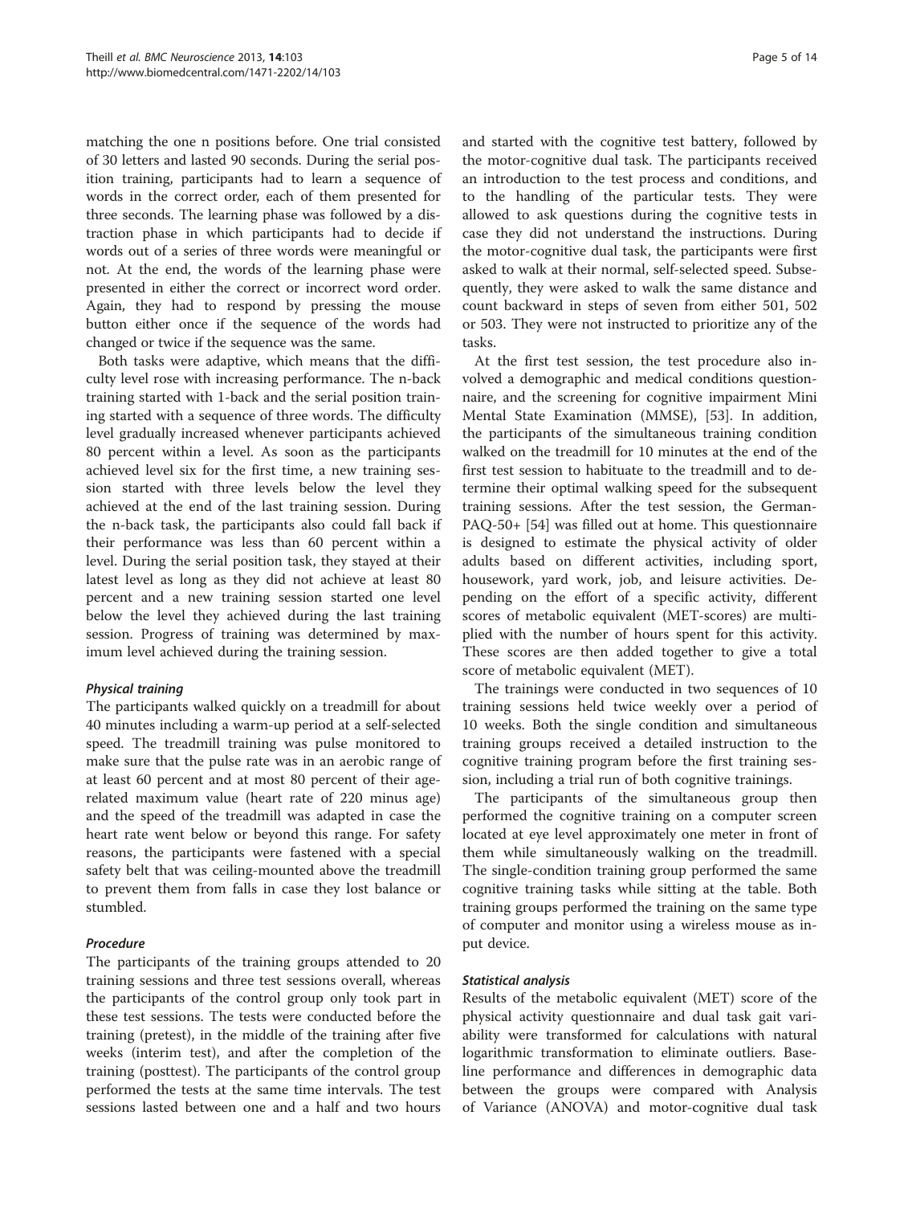matching the one n positions before. One trial consisted of 30 letters and lasted 90 seconds. During the serial position training, participants had to learn a sequence of words in the correct order, each of them presented for three seconds. The learning phase was followed by a distraction phase in which participants had to decide if words out of a series of three words were meaningful or not. At the end, the words of the learning phase were presented in either the correct or incorrect word order. Again, they had to respond by pressing the mouse button either once if the sequence of the words had changed or twice if the sequence was the same.

Both tasks were adaptive, which means that the difficulty level rose with increasing performance. The n-back training started with 1-back and the serial position training started with a sequence of three words. The difficulty level gradually increased whenever participants achieved 80 percent within a level. As soon as the participants achieved level six for the first time, a new training session started with three levels below the level they achieved at the end of the last training session. During the n-back task, the participants also could fall back if their performance was less than 60 percent within a level. During the serial position task, they stayed at their latest level as long as they did not achieve at least 80 percent and a new training session started one level below the level they achieved during the last training session. Progress of training was determined by maximum level achieved during the training session.

#### *Physical training*

The participants walked quickly on a treadmill for about 40 minutes including a warm-up period at a self-selected speed. The treadmill training was pulse monitored to make sure that the pulse rate was in an aerobic range of at least 60 percent and at most 80 percent of their age-related maximum value (heart rate of 220 minus age) and the speed of the treadmill was adapted in case the heart rate went below or beyond this range. For safety reasons, the participants were fastened with a special safety belt that was ceiling-mounted above the treadmill to prevent them from falls in case they lost balance or stumbled.

#### *Procedure*

The participants of the training groups attended to 20 training sessions and three test sessions overall, whereas the participants of the control group only took part in these test sessions. The tests were conducted before the training (pretest), in the middle of the training after five weeks (interim test), and after the completion of the training (posttest). The participants of the control group performed the tests at the same time intervals. The test sessions lasted between one and a half and two hours and started with the cognitive test battery, followed by the motor-cognitive dual task. The participants received an introduction to the test process and conditions, and to the handling of the particular tests. They were allowed to ask questions during the cognitive tests in case they did not understand the instructions. During the motor-cognitive dual task, the participants were first asked to walk at their normal, self-selected speed. Subsequently, they were asked to walk the same distance and count backward in steps of seven from either 501, 502 or 503. They were not instructed to prioritize any of the tasks.

At the first test session, the test procedure also involved a demographic and medical conditions questionnaire, and the screening for cognitive impairment Mini Mental State Examination (MMSE), [53]. In addition, the participants of the simultaneous training condition walked on the treadmill for 10 minutes at the end of the first test session to habituate to the treadmill and to determine their optimal walking speed for the subsequent training sessions. After the test session, the German-PAQ-50+ [54] was filled out at home. This questionnaire is designed to estimate the physical activity of older adults based on different activities, including sport, housework, yard work, job, and leisure activities. Depending on the effort of a specific activity, different scores of metabolic equivalent (MET-scores) are multiplied with the number of hours spent for this activity. These scores are then added together to give a total score of metabolic equivalent (MET).

The trainings were conducted in two sequences of 10 training sessions held twice weekly over a period of 10 weeks. Both the single condition and simultaneous training groups received a detailed instruction to the cognitive training program before the first training session, including a trial run of both cognitive trainings.

The participants of the simultaneous group then performed the cognitive training on a computer screen located at eye level approximately one meter in front of them while simultaneously walking on the treadmill. The single-condition training group performed the same cognitive training tasks while sitting at the table. Both training groups performed the training on the same type of computer and monitor using a wireless mouse as input device.

#### *Statistical analysis*

Results of the metabolic equivalent (MET) score of the physical activity questionnaire and dual task gait variability were transformed for calculations with natural logarithmic transformation to eliminate outliers. Baseline performance and differences in demographic data between the groups were compared with Analysis of Variance (ANOVA) and motor-cognitive dual task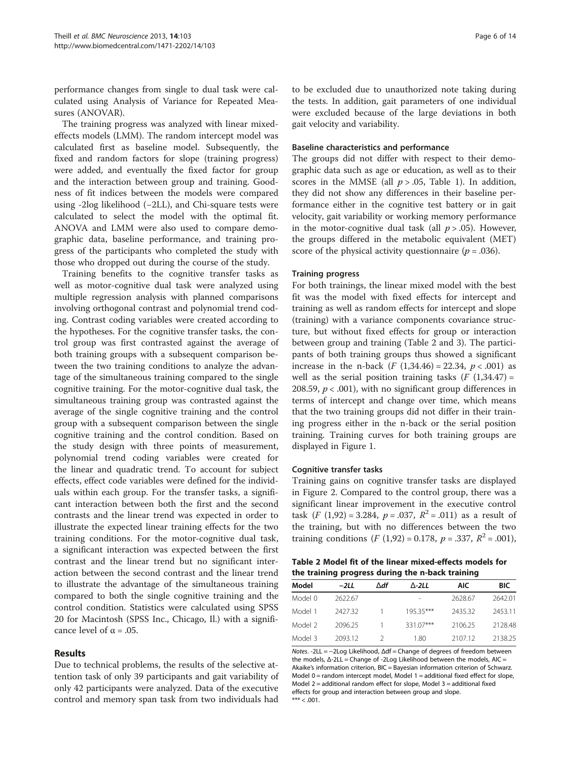performance changes from single to dual task were calculated using Analysis of Variance for Repeated Measures (ANOVAR).

The training progress was analyzed with linear mixed-effects models (LMM). The random intercept model was calculated first as baseline model. Subsequently, the fixed and random factors for slope (training progress) were added, and eventually the fixed factor for group and the interaction between group and training. Goodness of fit indices between the models were compared using -2log likelihood (−2LL), and Chi-square tests were calculated to select the model with the optimal fit. ANOVA and LMM were also used to compare demographic data, baseline performance, and training progress of the participants who completed the study with those who dropped out during the course of the study.

Training benefits to the cognitive transfer tasks as well as motor-cognitive dual task were analyzed using multiple regression analysis with planned comparisons involving orthogonal contrast and polynomial trend coding. Contrast coding variables were created according to the hypotheses. For the cognitive transfer tasks, the control group was first contrasted against the average of both training groups with a subsequent comparison between the two training conditions to analyze the advantage of the simultaneous training compared to the single cognitive training. For the motor-cognitive dual task, the simultaneous training group was contrasted against the average of the single cognitive training and the control group with a subsequent comparison between the single cognitive training and the control condition. Based on the study design with three points of measurement, polynomial trend coding variables were created for the linear and quadratic trend. To account for subject effects, effect code variables were defined for the individuals within each group. For the transfer tasks, a significant interaction between both the first and the second contrasts and the linear trend was expected in order to illustrate the expected linear training effects for the two training conditions. For the motor-cognitive dual task, a significant interaction was expected between the first contrast and the linear trend but no significant interaction between the second contrast and the linear trend to illustrate the advantage of the simultaneous training compared to both the single cognitive training and the control condition. Statistics were calculated using SPSS 20 for Macintosh (SPSS Inc., Chicago, Il.) with a significance level of $\alpha = .05$.

## Results

Due to technical problems, the results of the selective attention task of only 39 participants and gait variability of only 42 participants were analyzed. Data of the executive control and memory span task from two individuals had to be excluded due to unauthorized note taking during the tests. In addition, gait parameters of one individual were excluded because of the large deviations in both gait velocity and variability.

### Baseline characteristics and performance

The groups did not differ with respect to their demographic data such as age or education, as well as to their scores in the MMSE (all $p > .05$, Table 1). In addition, they did not show any differences in their baseline performance either in the cognitive test battery or in gait velocity, gait variability or working memory performance in the motor-cognitive dual task (all $p > .05$). However, the groups differed in the metabolic equivalent (MET) score of the physical activity questionnaire ($p = .036$).

### Training progress

For both trainings, the linear mixed model with the best fit was the model with fixed effects for intercept and training as well as random effects for intercept and slope (training) with a variance components covariance structure, but without fixed effects for group or interaction between group and training (Table 2 and 3). The participants of both training groups thus showed a significant increase in the n-back ($F$ (1,34.46) = 22.34, $p < .001$) as well as the serial position training tasks ($F$ (1,34.47) = 208.59, $p < .001$), with no significant group differences in terms of intercept and change over time, which means that the two training groups did not differ in their training progress either in the n-back or the serial position training. Training curves for both training groups are displayed in Figure 1.

### Cognitive transfer tasks

Training gains on cognitive transfer tasks are displayed in Figure 2. Compared to the control group, there was a significant linear improvement in the executive control task ($F$ (1,92) = 3.284, $p = .037$, $R^2 = .011$) as a result of the training, but with no differences between the two training conditions ($F$ (1,92) = 0.178, $p = .337$, $R^2 = .001$),

**Table 2 Model fit of the linear mixed-effects models for the training progress during the n-back training**

| Model | −2LL | Δdf | Δ-2LL | AIC | BIC |
|---|---|---|---|---|---|
| Model 0 | 2622.67 | | - | 2628.67 | 2642.01 |
| Model 1 | 2427.32 | 1 | 195.35*** | 2435.32 | 2453.11 |
| Model 2 | 2096.25 | 1 | 331.07*** | 2106.25 | 2128.48 |
| Model 3 | 2093.12 | 2 | 1.80 | 2107.12 | 2138.25 |

*Notes*. -2LL = −2Log Likelihood, Δdf = Change of degrees of freedom between the models, Δ-2LL = Change of -2Log Likelihood between the models, AIC = Akaike's information criterion, BIC = Bayesian information criterion of Schwarz. Model 0 = random intercept model, Model 1 = additional fixed effect for slope, Model 2 = additional random effect for slope, Model 3 = additional fixed effects for group and interaction between group and slope.
*** < .001.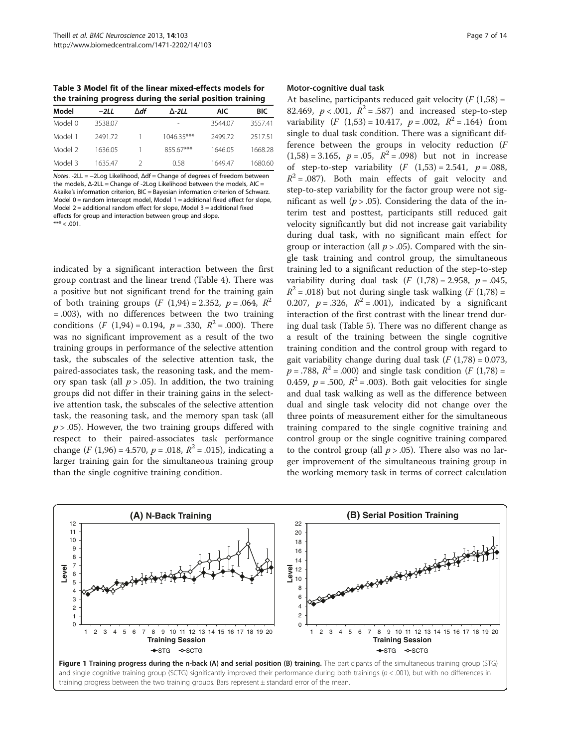**Table 3 Model fit of the linear mixed-effects models for the training progress during the serial position training**

| Model | −2LL | Δdf | Δ-2LL | AIC | BIC |
|---|---|---|---|---|---|
| Model 0 | 3538.07 | | - | 3544.07 | 3557.41 |
| Model 1 | 2491.72 | 1 | 1046.35*** | 2499.72 | 2517.51 |
| Model 2 | 1636.05 | 1 | 855.67*** | 1646.05 | 1668.28 |
| Model 3 | 1635.47 | 2 | 0.58 | 1649.47 | 1680.60 |

*Notes*. -2LL = −2Log Likelihood, Δdf = Change of degrees of freedom between the models, Δ-2LL = Change of -2Log Likelihood between the models, AIC = Akaike's information criterion, BIC = Bayesian information criterion of Schwarz. Model 0 = random intercept model, Model 1 = additional fixed effect for slope, Model 2 = additional random effect for slope, Model 3 = additional fixed effects for group and interaction between group and slope.
*** < .001.

indicated by a significant interaction between the first group contrast and the linear trend (Table 4). There was a positive but not significant trend for the training gain of both training groups ($F$ (1,94) = 2.352, $p$ = .064, $R^2$ = .003), with no differences between the two training conditions ($F$ (1,94) = 0.194, $p$ = .330, $R^2$ = .000). There was no significant improvement as a result of the two training groups in performance of the selective attention task, the subscales of the selective attention task, the paired-associates task, the reasoning task, and the memory span task (all $p$ > .05). In addition, the two training groups did not differ in their training gains in the selective attention task, the subscales of the selective attention task, the reasoning task, and the memory span task (all $p$ > .05). However, the two training groups differed with respect to their paired-associates task performance change ($F$ (1,96) = 4.570, $p$ = .018, $R^2$ = .015), indicating a larger training gain for the simultaneous training group than the single cognitive training condition.

#### Motor-cognitive dual task

At baseline, participants reduced gait velocity ($F$ (1,58) = 82.469, $p$ < .001, $R^2$ = .587) and increased step-to-step variability ($F$ (1,53) = 10.417, $p$ = .002, $R^2$ = .164) from single to dual task condition. There was a significant difference between the groups in velocity reduction ($F$ (1,58) = 3.165, $p$ = .05, $R^2$ = .098) but not in increase of step-to-step variability ($F$ (1,53) = 2.541, $p$ = .088, $R^2$ = .087). Both main effects of gait velocity and step-to-step variability for the factor group were not significant as well ($p$ > .05). Considering the data of the interim test and posttest, participants still reduced gait velocity significantly but did not increase gait variability during dual task, with no significant main effect for group or interaction (all $p$ > .05). Compared with the single task training and control group, the simultaneous training led to a significant reduction of the step-to-step variability during dual task ($F$ (1,78) = 2.958, $p$ = .045, $R^2$ = .018) but not during single task walking ($F$ (1,78) = 0.207, $p$ = .326, $R^2$ = .001), indicated by a significant interaction of the first contrast with the linear trend during dual task (Table 5). There was no different change as a result of the training between the single cognitive training condition and the control group with regard to gait variability change during dual task ($F$ (1,78) = 0.073, $p$ = .788, $R^2$ = .000) and single task condition ($F$ (1,78) = 0.459, $p$ = .500, $R^2$ = .003). Both gait velocities for single and dual task walking as well as the difference between dual and single task velocity did not change over the three points of measurement either for the simultaneous training compared to the single cognitive training and control group or the single cognitive training compared to the control group (all $p$ > .05). There also was no larger improvement of the simultaneous training group in the working memory task in terms of correct calculation

**Figure 1 Training progress during the n-back (A) and serial position (B) training.** The participants of the simultaneous training group (STG) and single cognitive training group (SCTG) significantly improved their performance during both trainings ($p$ < .001), but with no differences in training progress between the two training groups. Bars represent ± standard error of the mean.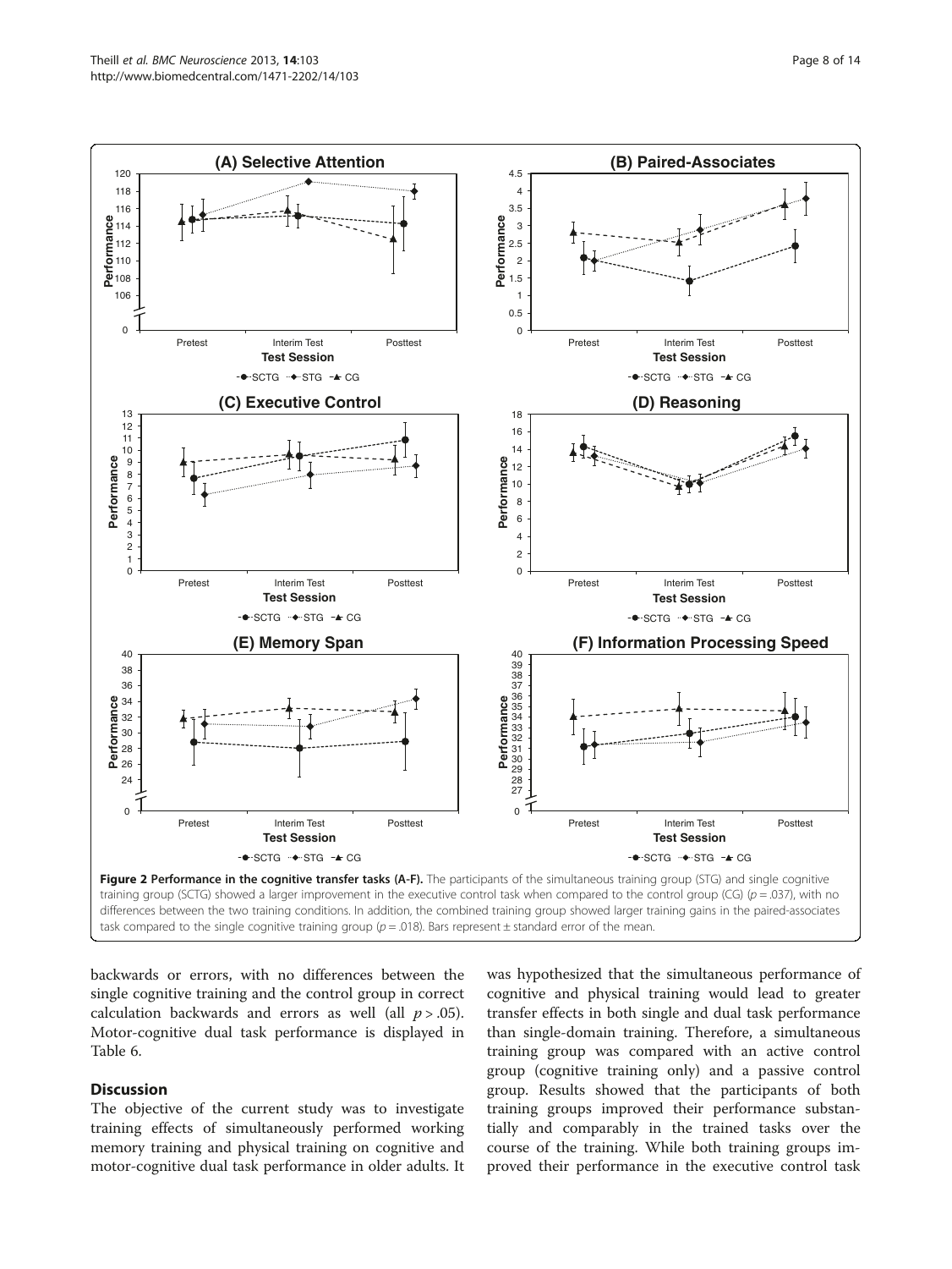**Figure 2 Performance in the cognitive transfer tasks (A-F).** The participants of the simultaneous training group (STG) and single cognitive training group (SCTG) showed a larger improvement in the executive control task when compared to the control group (CG) ($p = .037$), with no differences between the two training conditions. In addition, the combined training group showed larger training gains in the paired-associates task compared to the single cognitive training group ($p = .018$). Bars represent ± standard error of the mean.

backwards or errors, with no differences between the single cognitive training and the control group in correct calculation backwards and errors as well (all $p > .05$). Motor-cognitive dual task performance is displayed in Table 6.

## Discussion

The objective of the current study was to investigate training effects of simultaneously performed working memory training and physical training on cognitive and motor-cognitive dual task performance in older adults. It was hypothesized that the simultaneous performance of cognitive and physical training would lead to greater transfer effects in both single and dual task performance than single-domain training. Therefore, a simultaneous training group was compared with an active control group (cognitive training only) and a passive control group. Results showed that the participants of both training groups improved their performance substantially and comparably in the trained tasks over the course of the training. While both training groups improved their performance in the executive control task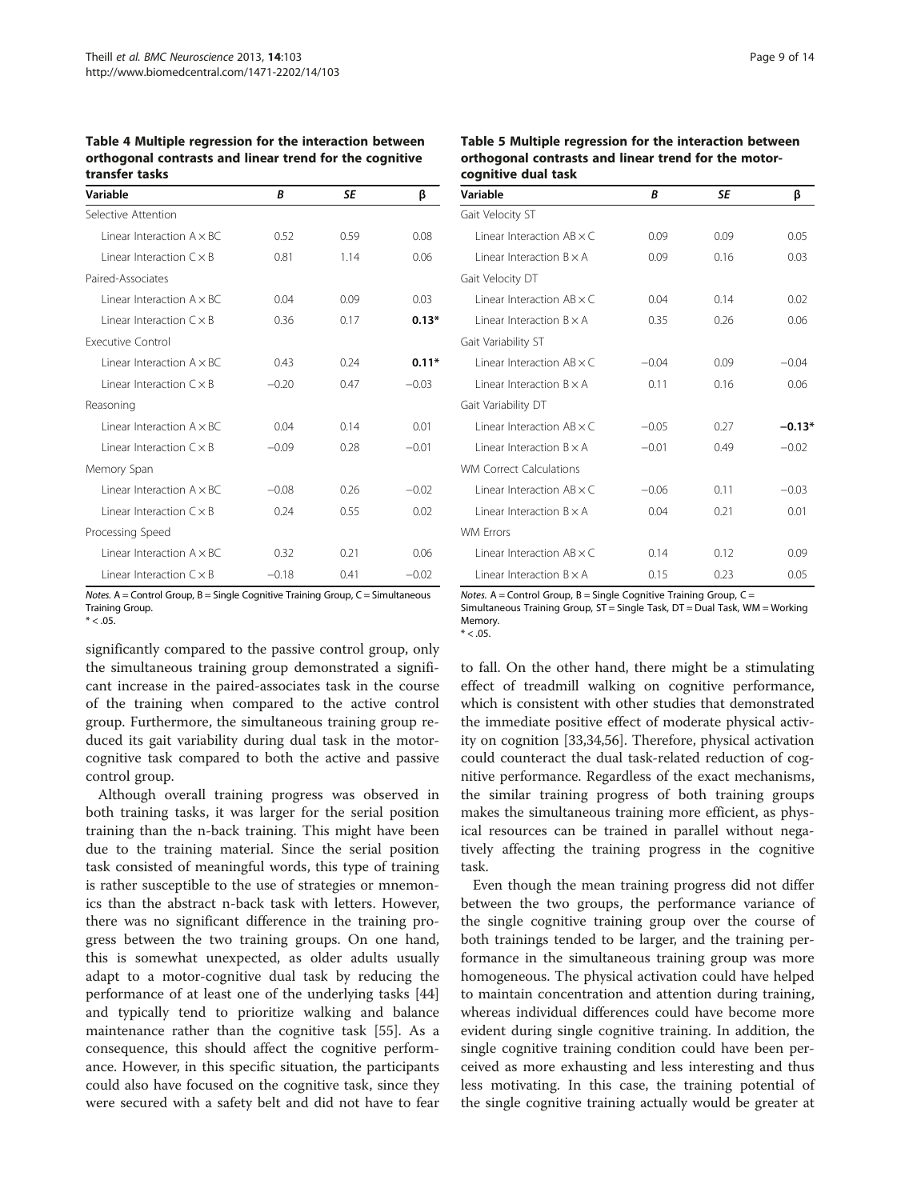**Table 4 Multiple regression for the interaction between orthogonal contrasts and linear trend for the cognitive transfer tasks**

| Variable | *B* | *SE* | β |
|---|---|---|---|
| Selective Attention | | | |
| Linear Interaction A × BC | 0.52 | 0.59 | 0.08 |
| Linear Interaction C × B | 0.81 | 1.14 | 0.06 |
| Paired-Associates | | | |
| Linear Interaction A × BC | 0.04 | 0.09 | 0.03 |
| Linear Interaction C × B | 0.36 | 0.17 | **0.13*** |
| Executive Control | | | |
| Linear Interaction A × BC | 0.43 | 0.24 | **0.11*** |
| Linear Interaction C × B | −0.20 | 0.47 | −0.03 |
| Reasoning | | | |
| Linear Interaction A × BC | 0.04 | 0.14 | 0.01 |
| Linear Interaction C × B | −0.09 | 0.28 | −0.01 |
| Memory Span | | | |
| Linear Interaction A × BC | −0.08 | 0.26 | −0.02 |
| Linear Interaction C × B | 0.24 | 0.55 | 0.02 |
| Processing Speed | | | |
| Linear Interaction A × BC | 0.32 | 0.21 | 0.06 |
| Linear Interaction C × B | −0.18 | 0.41 | −0.02 |

*Notes.* A = Control Group, B = Single Cognitive Training Group, C = Simultaneous Training Group.
* < .05.

**Table 5 Multiple regression for the interaction between orthogonal contrasts and linear trend for the motor-cognitive dual task**

| Variable | *B* | *SE* | β |
|---|---|---|---|
| Gait Velocity ST | | | |
| Linear Interaction AB × C | 0.09 | 0.09 | 0.05 |
| Linear Interaction B × A | 0.09 | 0.16 | 0.03 |
| Gait Velocity DT | | | |
| Linear Interaction AB × C | 0.04 | 0.14 | 0.02 |
| Linear Interaction B × A | 0.35 | 0.26 | 0.06 |
| Gait Variability ST | | | |
| Linear Interaction AB × C | −0.04 | 0.09 | −0.04 |
| Linear Interaction B × A | 0.11 | 0.16 | 0.06 |
| Gait Variability DT | | | |
| Linear Interaction AB × C | −0.05 | 0.27 | **−0.13*** |
| Linear Interaction B × A | −0.01 | 0.49 | −0.02 |
| WM Correct Calculations | | | |
| Linear Interaction AB × C | −0.06 | 0.11 | −0.03 |
| Linear Interaction B × A | 0.04 | 0.21 | 0.01 |
| WM Errors | | | |
| Linear Interaction AB × C | 0.14 | 0.12 | 0.09 |
| Linear Interaction B × A | 0.15 | 0.23 | 0.05 |

*Notes.* A = Control Group, B = Single Cognitive Training Group, C = Simultaneous Training Group, ST = Single Task, DT = Dual Task, WM = Working Memory.
* < .05.

significantly compared to the passive control group, only the simultaneous training group demonstrated a significant increase in the paired-associates task in the course of the training when compared to the active control group. Furthermore, the simultaneous training group reduced its gait variability during dual task in the motor-cognitive task compared to both the active and passive control group.

Although overall training progress was observed in both training tasks, it was larger for the serial position training than the n-back training. This might have been due to the training material. Since the serial position task consisted of meaningful words, this type of training is rather susceptible to the use of strategies or mnemonics than the abstract n-back task with letters. However, there was no significant difference in the training progress between the two training groups. On one hand, this is somewhat unexpected, as older adults usually adapt to a motor-cognitive dual task by reducing the performance of at least one of the underlying tasks [44] and typically tend to prioritize walking and balance maintenance rather than the cognitive task [55]. As a consequence, this should affect the cognitive performance. However, in this specific situation, the participants could also have focused on the cognitive task, since they were secured with a safety belt and did not have to fear to fall. On the other hand, there might be a stimulating effect of treadmill walking on cognitive performance, which is consistent with other studies that demonstrated the immediate positive effect of moderate physical activity on cognition [33,34,56]. Therefore, physical activation could counteract the dual task-related reduction of cognitive performance. Regardless of the exact mechanisms, the similar training progress of both training groups makes the simultaneous training more efficient, as physical resources can be trained in parallel without negatively affecting the training progress in the cognitive task.

Even though the mean training progress did not differ between the two groups, the performance variance of the single cognitive training group over the course of both trainings tended to be larger, and the training performance in the simultaneous training group was more homogeneous. The physical activation could have helped to maintain concentration and attention during training, whereas individual differences could have become more evident during single cognitive training. In addition, the single cognitive training condition could have been perceived as more exhausting and less interesting and thus less motivating. In this case, the training potential of the single cognitive training actually would be greater at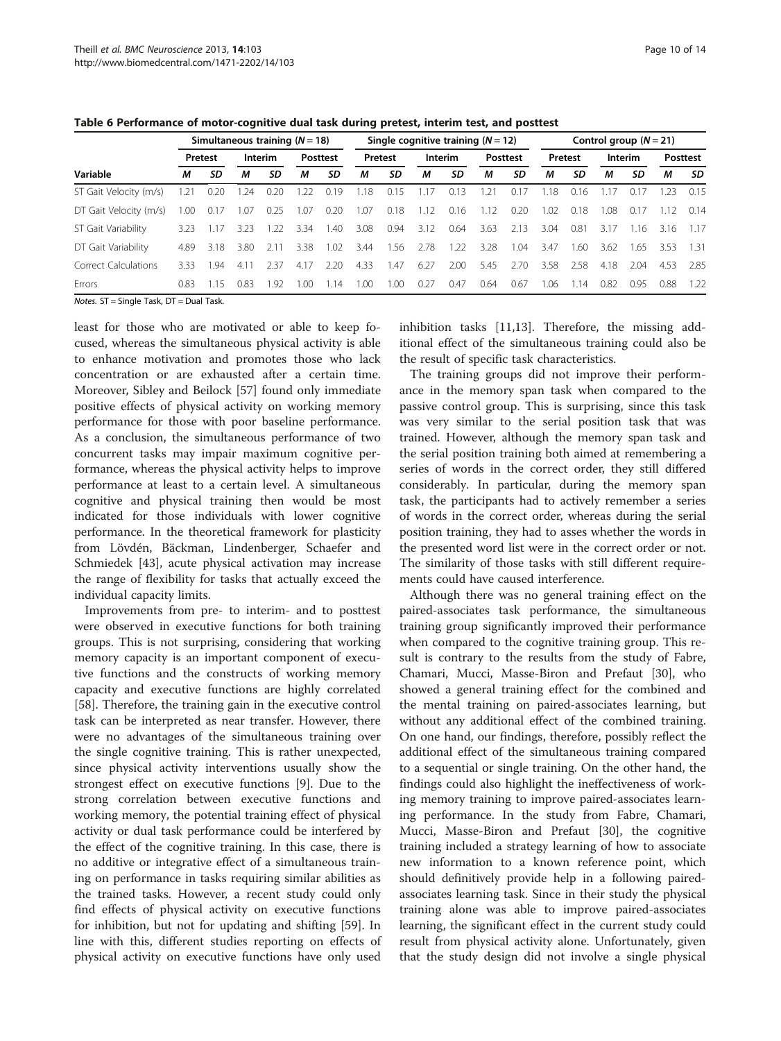**Table 6 Performance of motor-cognitive dual task during pretest, interim test, and posttest**

| Variable | Simultaneous training (*N* = 18) | | | | | | Single cognitive training (*N* = 12) | | | | | | Control group (*N* = 21) | | | | | |
|---|---|---|---|---|---|---|---|---|---|---|---|---|---|---|---|---|---|---|
| | Pretest | | Interim | | Posttest | | Pretest | | Interim | | Posttest | | Pretest | | Interim | | Posttest | |
| | *M* | *SD* | *M* | *SD* | *M* | *SD* | *M* | *SD* | *M* | *SD* | *M* | *SD* | *M* | *SD* | *M* | *SD* | *M* | *SD* |
| ST Gait Velocity (m/s) | 1.21 | 0.20 | 1.24 | 0.20 | 1.22 | 0.19 | 1.18 | 0.15 | 1.17 | 0.13 | 1.21 | 0.17 | 1.18 | 0.16 | 1.17 | 0.17 | 1.23 | 0.15 |
| DT Gait Velocity (m/s) | 1.00 | 0.17 | 1.07 | 0.25 | 1.07 | 0.20 | 1.07 | 0.18 | 1.12 | 0.16 | 1.12 | 0.20 | 1.02 | 0.18 | 1.08 | 0.17 | 1.12 | 0.14 |
| ST Gait Variability | 3.23 | 1.17 | 3.23 | 1.22 | 3.34 | 1.40 | 3.08 | 0.94 | 3.12 | 0.64 | 3.63 | 2.13 | 3.04 | 0.81 | 3.17 | 1.16 | 3.16 | 1.17 |
| DT Gait Variability | 4.89 | 3.18 | 3.80 | 2.11 | 3.38 | 1.02 | 3.44 | 1.56 | 2.78 | 1.22 | 3.28 | 1.04 | 3.47 | 1.60 | 3.62 | 1.65 | 3.53 | 1.31 |
| Correct Calculations | 3.33 | 1.94 | 4.11 | 2.37 | 4.17 | 2.20 | 4.33 | 1.47 | 6.27 | 2.00 | 5.45 | 2.70 | 3.58 | 2.58 | 4.18 | 2.04 | 4.53 | 2.85 |
| Errors | 0.83 | 1.15 | 0.83 | 1.92 | 1.00 | 1.14 | 1.00 | 1.00 | 0.27 | 0.47 | 0.64 | 0.67 | 1.06 | 1.14 | 0.82 | 0.95 | 0.88 | 1.22 |

*Notes.* ST = Single Task, DT = Dual Task.

least for those who are motivated or able to keep focused, whereas the simultaneous physical activity is able to enhance motivation and promotes those who lack concentration or are exhausted after a certain time. Moreover, Sibley and Beilock [57] found only immediate positive effects of physical activity on working memory performance for those with poor baseline performance. As a conclusion, the simultaneous performance of two concurrent tasks may impair maximum cognitive performance, whereas the physical activity helps to improve performance at least to a certain level. A simultaneous cognitive and physical training then would be most indicated for those individuals with lower cognitive performance. In the theoretical framework for plasticity from Lövdén, Bäckman, Lindenberger, Schaefer and Schmiedek [43], acute physical activation may increase the range of flexibility for tasks that actually exceed the individual capacity limits.

Improvements from pre- to interim- and to posttest were observed in executive functions for both training groups. This is not surprising, considering that working memory capacity is an important component of executive functions and the constructs of working memory capacity and executive functions are highly correlated [58]. Therefore, the training gain in the executive control task can be interpreted as near transfer. However, there were no advantages of the simultaneous training over the single cognitive training. This is rather unexpected, since physical activity interventions usually show the strongest effect on executive functions [9]. Due to the strong correlation between executive functions and working memory, the potential training effect of physical activity or dual task performance could be interfered by the effect of the cognitive training. In this case, there is no additive or integrative effect of a simultaneous training on performance in tasks requiring similar abilities as the trained tasks. However, a recent study could only find effects of physical activity on executive functions for inhibition, but not for updating and shifting [59]. In line with this, different studies reporting on effects of physical activity on executive functions have only used inhibition tasks [11,13]. Therefore, the missing additional effect of the simultaneous training could also be the result of specific task characteristics.

The training groups did not improve their performance in the memory span task when compared to the passive control group. This is surprising, since this task was very similar to the serial position task that was trained. However, although the memory span task and the serial position training both aimed at remembering a series of words in the correct order, they still differed considerably. In particular, during the memory span task, the participants had to actively remember a series of words in the correct order, whereas during the serial position training, they had to asses whether the words in the presented word list were in the correct order or not. The similarity of those tasks with still different requirements could have caused interference.

Although there was no general training effect on the paired-associates task performance, the simultaneous training group significantly improved their performance when compared to the cognitive training group. This result is contrary to the results from the study of Fabre, Chamari, Mucci, Masse-Biron and Prefaut [30], who showed a general training effect for the combined and the mental training on paired-associates learning, but without any additional effect of the combined training. On one hand, our findings, therefore, possibly reflect the additional effect of the simultaneous training compared to a sequential or single training. On the other hand, the findings could also highlight the ineffectiveness of working memory training to improve paired-associates learning performance. In the study from Fabre, Chamari, Mucci, Masse-Biron and Prefaut [30], the cognitive training included a strategy learning of how to associate new information to a known reference point, which should definitively provide help in a following paired-associates learning task. Since in their study the physical training alone was able to improve paired-associates learning, the significant effect in the current study could result from physical activity alone. Unfortunately, given that the study design did not involve a single physical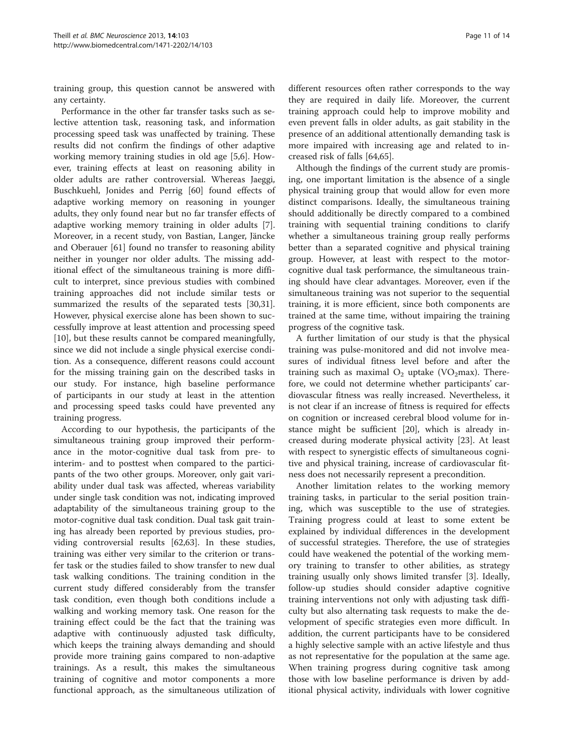training group, this question cannot be answered with any certainty.

Performance in the other far transfer tasks such as selective attention task, reasoning task, and information processing speed task was unaffected by training. These results did not confirm the findings of other adaptive working memory training studies in old age [5,6]. However, training effects at least on reasoning ability in older adults are rather controversial. Whereas Jaeggi, Buschkuehl, Jonides and Perrig [60] found effects of adaptive working memory on reasoning in younger adults, they only found near but no far transfer effects of adaptive working memory training in older adults [7]. Moreover, in a recent study, von Bastian, Langer, Jäncke and Oberauer [61] found no transfer to reasoning ability neither in younger nor older adults. The missing additional effect of the simultaneous training is more difficult to interpret, since previous studies with combined training approaches did not include similar tests or summarized the results of the separated tests [30,31]. However, physical exercise alone has been shown to successfully improve at least attention and processing speed [10], but these results cannot be compared meaningfully, since we did not include a single physical exercise condition. As a consequence, different reasons could account for the missing training gain on the described tasks in our study. For instance, high baseline performance of participants in our study at least in the attention and processing speed tasks could have prevented any training progress.

According to our hypothesis, the participants of the simultaneous training group improved their performance in the motor-cognitive dual task from pre- to interim- and to posttest when compared to the participants of the two other groups. Moreover, only gait variability under dual task was affected, whereas variability under single task condition was not, indicating improved adaptability of the simultaneous training group to the motor-cognitive dual task condition. Dual task gait training has already been reported by previous studies, providing controversial results [62,63]. In these studies, training was either very similar to the criterion or transfer task or the studies failed to show transfer to new dual task walking conditions. The training condition in the current study differed considerably from the transfer task condition, even though both conditions include a walking and working memory task. One reason for the training effect could be the fact that the training was adaptive with continuously adjusted task difficulty, which keeps the training always demanding and should provide more training gains compared to non-adaptive trainings. As a result, this makes the simultaneous training of cognitive and motor components a more functional approach, as the simultaneous utilization of different resources often rather corresponds to the way they are required in daily life. Moreover, the current training approach could help to improve mobility and even prevent falls in older adults, as gait stability in the presence of an additional attentionally demanding task is more impaired with increasing age and related to increased risk of falls [64,65].

Although the findings of the current study are promising, one important limitation is the absence of a single physical training group that would allow for even more distinct comparisons. Ideally, the simultaneous training should additionally be directly compared to a combined training with sequential training conditions to clarify whether a simultaneous training group really performs better than a separated cognitive and physical training group. However, at least with respect to the motor-cognitive dual task performance, the simultaneous training should have clear advantages. Moreover, even if the simultaneous training was not superior to the sequential training, it is more efficient, since both components are trained at the same time, without impairing the training progress of the cognitive task.

A further limitation of our study is that the physical training was pulse-monitored and did not involve measures of individual fitness level before and after the training such as maximal $O_2$ uptake ($VO_2max$). Therefore, we could not determine whether participants' cardiovascular fitness was really increased. Nevertheless, it is not clear if an increase of fitness is required for effects on cognition or increased cerebral blood volume for instance might be sufficient [20], which is already increased during moderate physical activity [23]. At least with respect to synergistic effects of simultaneous cognitive and physical training, increase of cardiovascular fitness does not necessarily represent a precondition.

Another limitation relates to the working memory training tasks, in particular to the serial position training, which was susceptible to the use of strategies. Training progress could at least to some extent be explained by individual differences in the development of successful strategies. Therefore, the use of strategies could have weakened the potential of the working memory training to transfer to other abilities, as strategy training usually only shows limited transfer [3]. Ideally, follow-up studies should consider adaptive cognitive training interventions not only with adjusting task difficulty but also alternating task requests to make the development of specific strategies even more difficult. In addition, the current participants have to be considered a highly selective sample with an active lifestyle and thus as not representative for the population at the same age. When training progress during cognitive task among those with low baseline performance is driven by additional physical activity, individuals with lower cognitive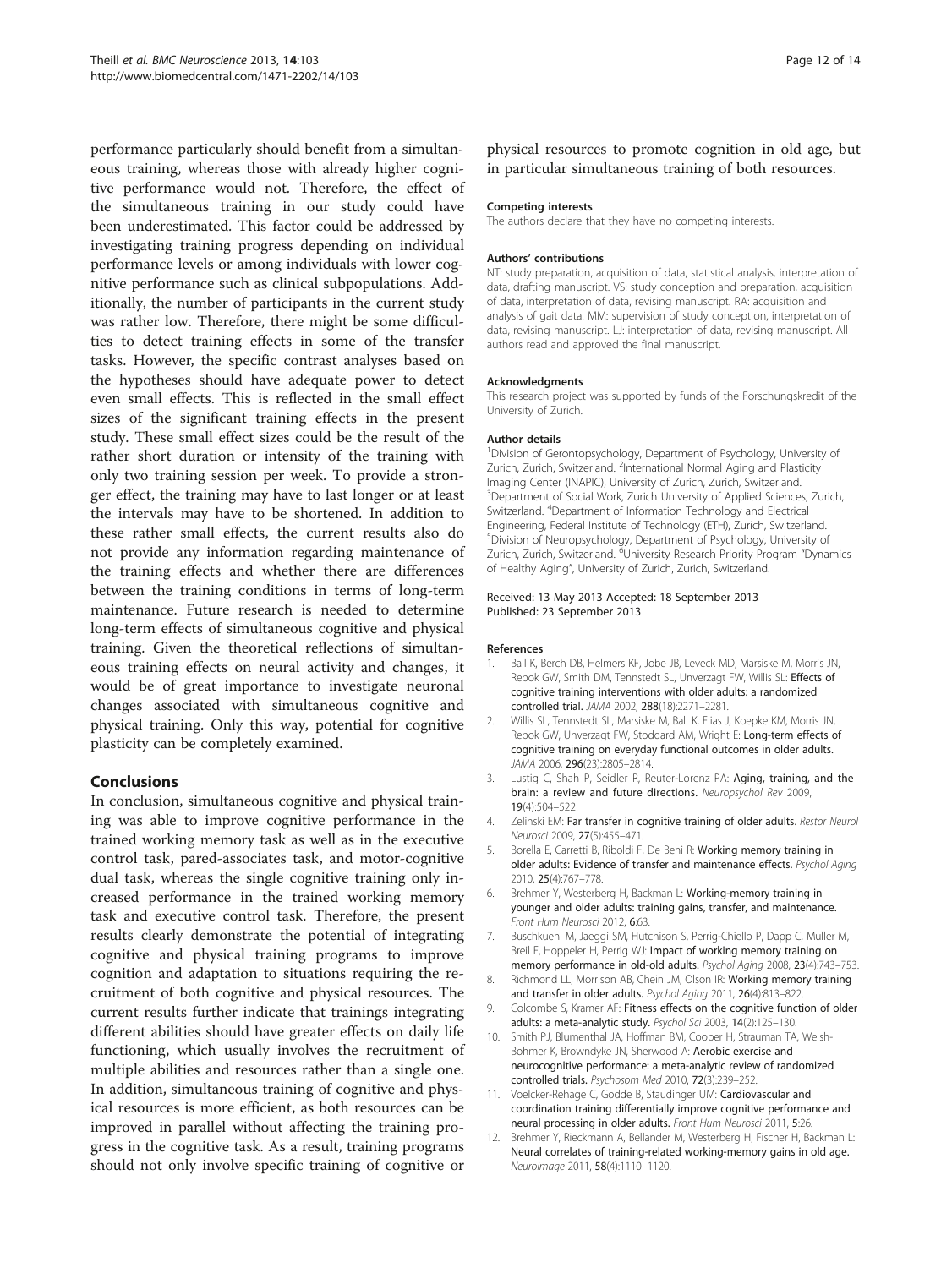performance particularly should benefit from a simultaneous training, whereas those with already higher cognitive performance would not. Therefore, the effect of the simultaneous training in our study could have been underestimated. This factor could be addressed by investigating training progress depending on individual performance levels or among individuals with lower cognitive performance such as clinical subpopulations. Additionally, the number of participants in the current study was rather low. Therefore, there might be some difficulties to detect training effects in some of the transfer tasks. However, the specific contrast analyses based on the hypotheses should have adequate power to detect even small effects. This is reflected in the small effect sizes of the significant training effects in the present study. These small effect sizes could be the result of the rather short duration or intensity of the training with only two training session per week. To provide a stronger effect, the training may have to last longer or at least the intervals may have to be shortened. In addition to these rather small effects, the current results also do not provide any information regarding maintenance of the training effects and whether there are differences between the training conditions in terms of long-term maintenance. Future research is needed to determine long-term effects of simultaneous cognitive and physical training. Given the theoretical reflections of simultaneous training effects on neural activity and changes, it would be of great importance to investigate neuronal changes associated with simultaneous cognitive and physical training. Only this way, potential for cognitive plasticity can be completely examined.

## Conclusions

In conclusion, simultaneous cognitive and physical training was able to improve cognitive performance in the trained working memory task as well as in the executive control task, pared-associates task, and motor-cognitive dual task, whereas the single cognitive training only increased performance in the trained working memory task and executive control task. Therefore, the present results clearly demonstrate the potential of integrating cognitive and physical training programs to improve cognition and adaptation to situations requiring the recruitment of both cognitive and physical resources. The current results further indicate that trainings integrating different abilities should have greater effects on daily life functioning, which usually involves the recruitment of multiple abilities and resources rather than a single one. In addition, simultaneous training of cognitive and physical resources is more efficient, as both resources can be improved in parallel without affecting the training progress in the cognitive task. As a result, training programs should not only involve specific training of cognitive or physical resources to promote cognition in old age, but in particular simultaneous training of both resources.

#### Competing interests

The authors declare that they have no competing interests.

#### Authors' contributions

NT: study preparation, acquisition of data, statistical analysis, interpretation of data, drafting manuscript. VS: study conception and preparation, acquisition of data, interpretation of data, revising manuscript. RA: acquisition and analysis of gait data. MM: supervision of study conception, interpretation of data, revising manuscript. LJ: interpretation of data, revising manuscript. All authors read and approved the final manuscript.

#### Acknowledgments

This research project was supported by funds of the Forschungskredit of the University of Zurich.

#### Author details

[1]Division of Gerontopsychology, Department of Psychology, University of Zurich, Zurich, Switzerland. [2]International Normal Aging and Plasticity Imaging Center (INAPIC), University of Zurich, Zurich, Switzerland. [3]Department of Social Work, Zurich University of Applied Sciences, Zurich, Switzerland. [4]Department of Information Technology and Electrical Engineering, Federal Institute of Technology (ETH), Zurich, Switzerland. [5]Division of Neuropsychology, Department of Psychology, University of Zurich, Zurich, Switzerland. [6]University Research Priority Program "Dynamics of Healthy Aging", University of Zurich, Zurich, Switzerland.

Received: 13 May 2013 Accepted: 18 September 2013
Published: 23 September 2013

#### References

1. Ball K, Berch DB, Helmers KF, Jobe JB, Leveck MD, Marsiske M, Morris JN, Rebok GW, Smith DM, Tennstedt SL, Unverzagt FW, Willis SL: **Effects of cognitive training interventions with older adults: a randomized controlled trial.** *JAMA* 2002, **288**(18):2271–2281.
2. Willis SL, Tennstedt SL, Marsiske M, Ball K, Elias J, Koepke KM, Morris JN, Rebok GW, Unverzagt FW, Stoddard AM, Wright E: **Long-term effects of cognitive training on everyday functional outcomes in older adults.** *JAMA* 2006, **296**(23):2805–2814.
3. Lustig C, Shah P, Seidler R, Reuter-Lorenz PA: **Aging, training, and the brain: a review and future directions.** *Neuropsychol Rev* 2009, **19**(4):504–522.
4. Zelinski EM: **Far transfer in cognitive training of older adults.** *Restor Neurol Neurosci* 2009, **27**(5):455–471.
5. Borella E, Carretti B, Riboldi F, De Beni R: **Working memory training in older adults: Evidence of transfer and maintenance effects.** *Psychol Aging* 2010, **25**(4):767–778.
6. Brehmer Y, Westerberg H, Backman L: **Working-memory training in younger and older adults: training gains, transfer, and maintenance.** *Front Hum Neurosci* 2012, **6**:63.
7. Buschkuehl M, Jaeggi SM, Hutchison S, Perrig-Chiello P, Dapp C, Muller M, Breil F, Hoppeler H, Perrig WJ: **Impact of working memory training on memory performance in old-old adults.** *Psychol Aging* 2008, **23**(4):743–753.
8. Richmond LL, Morrison AB, Chein JM, Olson IR: **Working memory training and transfer in older adults.** *Psychol Aging* 2011, **26**(4):813–822.
9. Colcombe S, Kramer AF: **Fitness effects on the cognitive function of older adults: a meta-analytic study.** *Psychol Sci* 2003, **14**(2):125–130.
10. Smith PJ, Blumenthal JA, Hoffman BM, Cooper H, Strauman TA, Welsh-Bohmer K, Browndyke JN, Sherwood A: **Aerobic exercise and neurocognitive performance: a meta-analytic review of randomized controlled trials.** *Psychosom Med* 2010, **72**(3):239–252.
11. Voelcker-Rehage C, Godde B, Staudinger UM: **Cardiovascular and coordination training differentially improve cognitive performance and neural processing in older adults.** *Front Hum Neurosci* 2011, **5**:26.
12. Brehmer Y, Rieckmann A, Bellander M, Westerberg H, Fischer H, Backman L: **Neural correlates of training-related working-memory gains in old age.** *Neuroimage* 2011, **58**(4):1110–1120.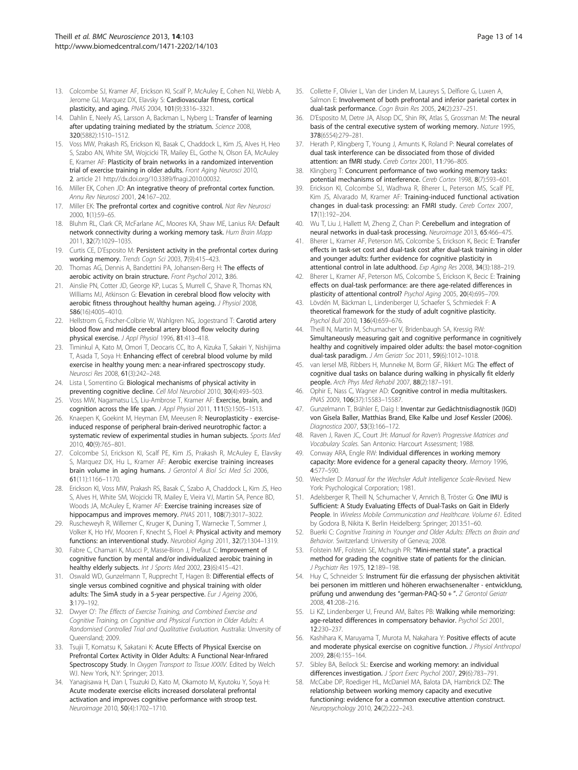13. Colcombe SJ, Kramer AF, Erickson KI, Scalf P, McAuley E, Cohen NJ, Webb A, Jerome GJ, Marquez DX, Elavsky S: **Cardiovascular fitness, cortical plasticity, and aging.** *PNAS* 2004, **101**(9):3316–3321.
14. Dahlin E, Neely AS, Larsson A, Backman L, Nyberg L: **Transfer of learning after updating training mediated by the striatum.** *Science* 2008, **320**(5882):1510–1512.
15. Voss MW, Prakash RS, Erickson KI, Basak C, Chaddock L, Kim JS, Alves H, Heo S, Szabo AN, White SM, Wojcicki TR, Mailey EL, Gothe N, Olson EA, McAuley E, Kramer AF: **Plasticity of brain networks in a randomized intervention trial of exercise training in older adults.** *Front Aging Neurosci* 2010, **2**. article 21 http://dx.doi.org/10.3389/fnagi.2010.00032.
16. Miller EK, Cohen JD: **An integrative theory of prefrontal cortex function.** *Annu Rev Neurosci* 2001, **24**:167–202.
17. Miller EK: **The prefrontal cortex and cognitive control.** *Nat Rev Neurosci* 2000, **1**(1):59–65.
18. Bluhm RL, Clark CR, McFarlane AC, Moores KA, Shaw ME, Lanius RA: **Default network connectivity during a working memory task.** *Hum Brain Mapp* 2011, **32**(7):1029–1035.
19. Curtis CE, D'Esposito M: **Persistent activity in the prefrontal cortex during working memory.** *Trends Cogn Sci* 2003, **7**(9):415–423.
20. Thomas AG, Dennis A, Bandettini PA, Johansen-Berg H: **The effects of aerobic activity on brain structure.** *Front Psychol* 2012, **3**:86.
21. Ainslie PN, Cotter JD, George KP, Lucas S, Murrell C, Shave R, Thomas KN, Williams MJ, Atkinson G: **Elevation in cerebral blood flow velocity with aerobic fitness throughout healthy human ageing.** *J Physiol* 2008, **586**(16):4005–4010.
22. Hellstrom G, Fischer-Colbrie W, Wahlgren NG, Jogestrand T: **Carotid artery blood flow and middle cerebral artery blood flow velocity during physical exercise.** *J Appl Physiol* 1996, **81**:413–418.
23. Timinkul A, Kato M, Omori T, Deocaris CC, Ito A, Kizuka T, Sakairi Y, Nishijima T, Asada T, Soya H: **Enhancing effect of cerebral blood volume by mild exercise in healthy young men: a near-infrared spectroscopy study.** *Neurosci Res* 2008, **61**(3):242–248.
24. Lista I, Sorrentino G: **Biological mechanisms of physical activity in preventing cognitive decline.** *Cell Mol Neurobiol* 2010, **30**(4):493–503.
25. Voss MW, Nagamatsu LS, Liu-Ambrose T, Kramer AF: **Exercise, brain, and cognition across the life span.** *J Appl Physiol* 2011, **111**(5):1505–1513.
26. Knaepen K, Goekint M, Heyman EM, Meeusen R: **Neuroplasticity - exercise-induced response of peripheral brain-derived neurotrophic factor: a systematic review of experimental studies in human subjects.** *Sports Med* 2010, **40**(9):765–801.
27. Colcombe SJ, Erickson KI, Scalf PE, Kim JS, Prakash R, McAuley E, Elavsky S, Marquez DX, Hu L, Kramer AF: **Aerobic exercise training increases brain volume in aging humans.** *J Gerontol A Biol Sci Med Sci* 2006, **61**(11):1166–1170.
28. Erickson KI, Voss MW, Prakash RS, Basak C, Szabo A, Chaddock L, Kim JS, Heo S, Alves H, White SM, Wojcicki TR, Mailey E, Vieira VJ, Martin SA, Pence BD, Woods JA, McAuley E, Kramer AF: **Exercise training increases size of hippocampus and improves memory.** *PNAS* 2011, **108**(7):3017–3022.
29. Ruscheweyh R, Willemer C, Kruger K, Duning T, Warnecke T, Sommer J, Volker K, Ho HV, Mooren F, Knecht S, Floel A: **Physical activity and memory functions: an interventional study.** *Neurobiol Aging* 2011, **32**(7):1304–1319.
30. Fabre C, Chamari K, Mucci P, Masse-Biron J, Prefaut C: **Improvement of cognitive function by mental and/or individualized aerobic training in healthy elderly subjects.** *Int J Sports Med* 2002, **23**(6):415–421.
31. Oswald WD, Gunzelmann T, Rupprecht T, Hagen B: **Differential effects of single versus combined cognitive and physical training with older adults: The SimA study in a 5-year perspective.** *Eur J Ageing* 2006, **3**:179–192.
32. Dwyer O': *The Effects of Exercise Training, and Combined Exercise and Cognitive Training, on Cognitive and Physical Function in Older Adults: A Randomised Controlled Trial and Qualitative Evaluation.* Australia: Unversity of Queensland; 2009.
33. Tsujii T, Komatsu K, Sakatani K: **Acute Effects of Physical Exercise on Prefrontal Cortex Activity in Older Adults: A Functional Near-Infrared Spectroscopy Study.** In *Oxygen Transport to Tissue XXXIV*. Edited by Welch WJ. New York, N.Y: Springer; 2013.
34. Yanagisawa H, Dan I, Tsuzuki D, Kato M, Okamoto M, Kyutoku Y, Soya H: **Acute moderate exercise elicits increased dorsolateral prefrontal activation and improves cognitive performance with stroop test.** *Neuroimage* 2010, **50**(4):1702–1710.
35. Collette F, Olivier L, Van der Linden M, Laureys S, Delfiore G, Luxen A, Salmon E: **Involvement of both prefrontal and inferior parietal cortex in dual-task performance.** *Cogn Brain Res* 2005, **24**(2):237–251.
36. D'Esposito M, Detre JA, Alsop DC, Shin RK, Atlas S, Grossman M: **The neural basis of the central executive system of working memory.** *Nature* 1995, **378**(6554):279–281.
37. Herath P, Klingberg T, Young J, Amunts K, Roland P: **Neural correlates of dual task interference can be dissociated from those of divided attention: an fMRI study.** *Cereb Cortex* 2001, **11**:796–805.
38. Klingberg T: **Concurrent performance of two working memory tasks: potential mechanisms of interference.** *Cereb Cortex* 1998, **8**(7):593–601.
39. Erickson KI, Colcombe SJ, Wadhwa R, Bherer L, Peterson MS, Scalf PE, Kim JS, Alvarado M, Kramer AF: **Training-induced functional activation changes in dual-task processing: an FMRI study.** *Cereb Cortex* 2007, **17**(1):192–204.
40. Wu T, Liu J, Hallett M, Zheng Z, Chan P: **Cerebellum and integration of neural networks in dual-task processing.** *Neuroimage* 2013, **65**:466–475.
41. Bherer L, Kramer AF, Peterson MS, Colcombe S, Erickson K, Becic E: **Transfer effects in task-set cost and dual-task cost after dual-task training in older and younger adults: further evidence for cognitive plasticity in attentional control in late adulthood.** *Exp Aging Res* 2008, **34**(3):188–219.
42. Bherer L, Kramer AF, Peterson MS, Colcombe S, Erickson K, Becic E: **Training effects on dual-task performance: are there age-related differences in plasticity of attentional control?** *Psychol Aging* 2005, **20**(4):695–709.
43. Lövdén M, Bäckman L, Lindenberger U, Schaefer S, Schmiedek F: **A theoretical framework for the study of adult cognitive plasticity.** *Psychol Bull* 2010, **136**(4):659–676.
44. Theill N, Martin M, Schumacher V, Bridenbaugh SA, Kressig RW: **Simultaneously measuring gait and cognitive performance in cognitively healthy and cognitively impaired older adults: the basel motor-cognition dual-task paradigm.** *J Am Geriatr Soc* 2011, **59**(6):1012–1018.
45. van Iersel MB, Ribbers H, Munneke M, Borm GF, Rikkert MG: **The effect of cognitive dual tasks on balance during walking in physically fit elderly people.** *Arch Phys Med Rehabil* 2007, **88**(2):187–191.
46. Ophir E, Nass C, Wagner AD: **Cognitive control in media multitaskers.** *PNAS* 2009, **106**(37):15583–15587.
47. Gunzelmann T, Brähler E, Daig I: **Inventar zur Gedächtnisdiagnostik (IGD) von Gisela Baller, Matthias Brand, Elke Kalbe und Josef Kessler (2006).** *Diagnostica* 2007, **53**(3):166–172.
48. Raven J, Raven JC, Court JH: *Manual for Raven's Progressive Matrices and Vocabulary Scales.* San Antonio: Harcourt Assessment; 1988.
49. Conway ARA, Engle RW: **Individual differences in working memory capacity: More evidence for a general capacity theory.** *Memory* 1996, **4**:577–590.
50. Wechsler D: *Manual for the Wechsler Adult Intelligence Scale-Revised.* New York: Psychological Corporation; 1981.
51. Adelsberger R, Theill N, Schumacher V, Arnrich B, Tröster G: **One IMU is Sufficient: A Study Evaluating Effects of Dual-Tasks on Gait in Elderly People.** In *Wireless Mobile Communication and Healthcare. Volume 61.* Edited by Godora B, Nikita K. Berlin Heidelberg: Springer; 2013:51–60.
52. Buerki C: *Cognitive Training in Younger and Older Adults: Effects on Brain and Behavior.* Switzerland: University of Geneva; 2008.
53. Folstein MF, Folstein SE, Mchugh PR: **"Mini-mental state". a practical method for grading the cognitive state of patients for the clinician.** *J Psychiatr Res* 1975, **12**:189–198.
54. Huy C, Schneider S: **Instrument für die erfassung der physischen aktivität bei personen im mittleren und höheren erwachsenenalter - entwicklung, prüfung und anwendung des "german-PAQ-50 + ".** *Z Gerontol Geriatr* 2008, **41**:208–216.
55. Li KZ, Lindenberger U, Freund AM, Baltes PB: **Walking while memorizing: age-related differences in compensatory behavior.** *Psychol Sci* 2001, **12**:230–237.
56. Kashihara K, Maruyama T, Murota M, Nakahara Y: **Positive effects of acute and moderate physical exercise on cognitive function.** *J Physiol Anthropol* 2009, **28**(4):155–164.
57. Sibley BA, Beilock SL: **Exercise and working memory: an individual differences investigation.** *J Sport Exerc Psychol* 2007, **29**(6):783–791.
58. McCabe DP, Roediger HL, McDaniel MA, Balota DA, Hambrick DZ: **The relationship between working memory capacity and executive functioning: evidence for a common executive attention construct.** *Neuropsychology* 2010, **24**(2):222–243.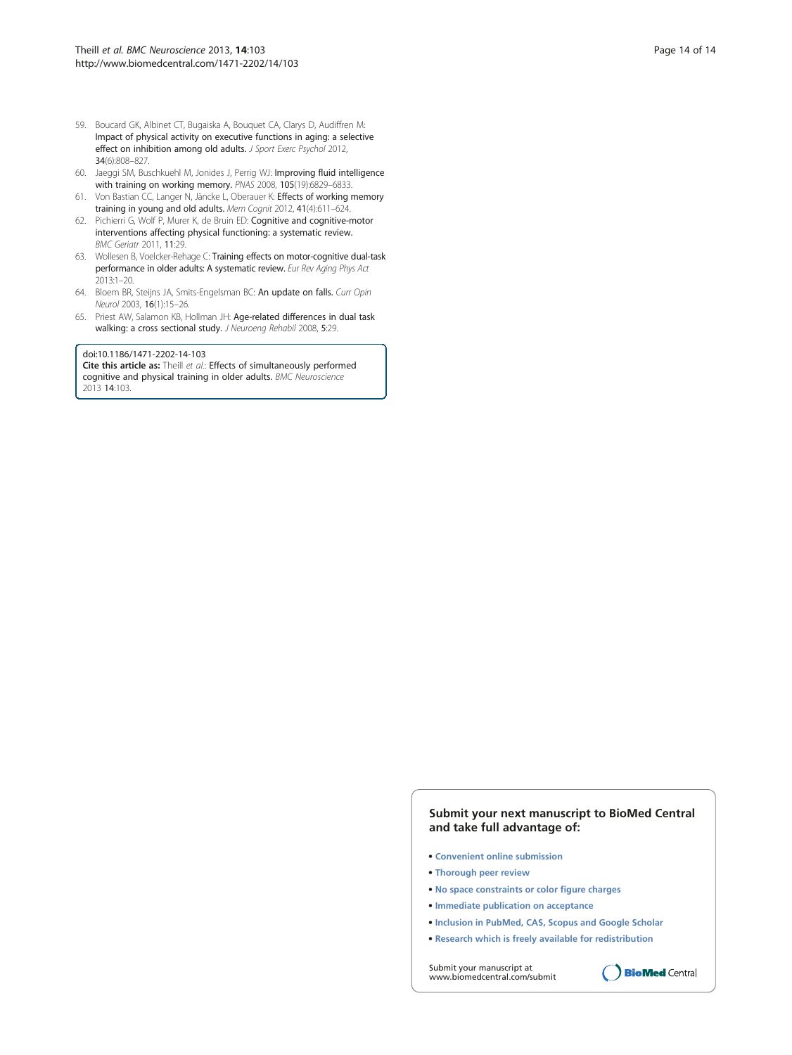59. Boucard GK, Albinet CT, Bugaiska A, Bouquet CA, Clarys D, Audiffren M: **Impact of physical activity on executive functions in aging: a selective effect on inhibition among old adults.** *J Sport Exerc Psychol* 2012, **34**(6):808–827.
60. Jaeggi SM, Buschkuehl M, Jonides J, Perrig WJ: **Improving fluid intelligence with training on working memory.** *PNAS* 2008, **105**(19):6829–6833.
61. Von Bastian CC, Langer N, Jäncke L, Oberauer K: **Effects of working memory training in young and old adults.** *Mem Cognit* 2012, **41**(4):611–624.
62. Pichierri G, Wolf P, Murer K, de Bruin ED: **Cognitive and cognitive-motor interventions affecting physical functioning: a systematic review.** *BMC Geriatr* 2011, **11**:29.
63. Wollesen B, Voelcker-Rehage C: **Training effects on motor-cognitive dual-task performance in older adults: A systematic review.** *Eur Rev Aging Phys Act* 2013:1–20.
64. Bloem BR, Steijns JA, Smits-Engelsman BC: **An update on falls.** *Curr Opin Neurol* 2003, **16**(1):15–26.
65. Priest AW, Salamon KB, Hollman JH: **Age-related differences in dual task walking: a cross sectional study.** *J Neuroeng Rehabil* 2008, **5**:29.

doi:10.1186/1471-2202-14-103
**Cite this article as:** Theill *et al.*: Effects of simultaneously performed cognitive and physical training in older adults. *BMC Neuroscience* 2013 **14**:103.

**Submit your next manuscript to BioMed Central and take full advantage of:**

- **Convenient online submission**
- **Thorough peer review**
- **No space constraints or color figure charges**
- **Immediate publication on acceptance**
- **Inclusion in PubMed, CAS, Scopus and Google Scholar**
- **Research which is freely available for redistribution**

Submit your manuscript at
www.biomedcentral.com/submit

BioMed Central